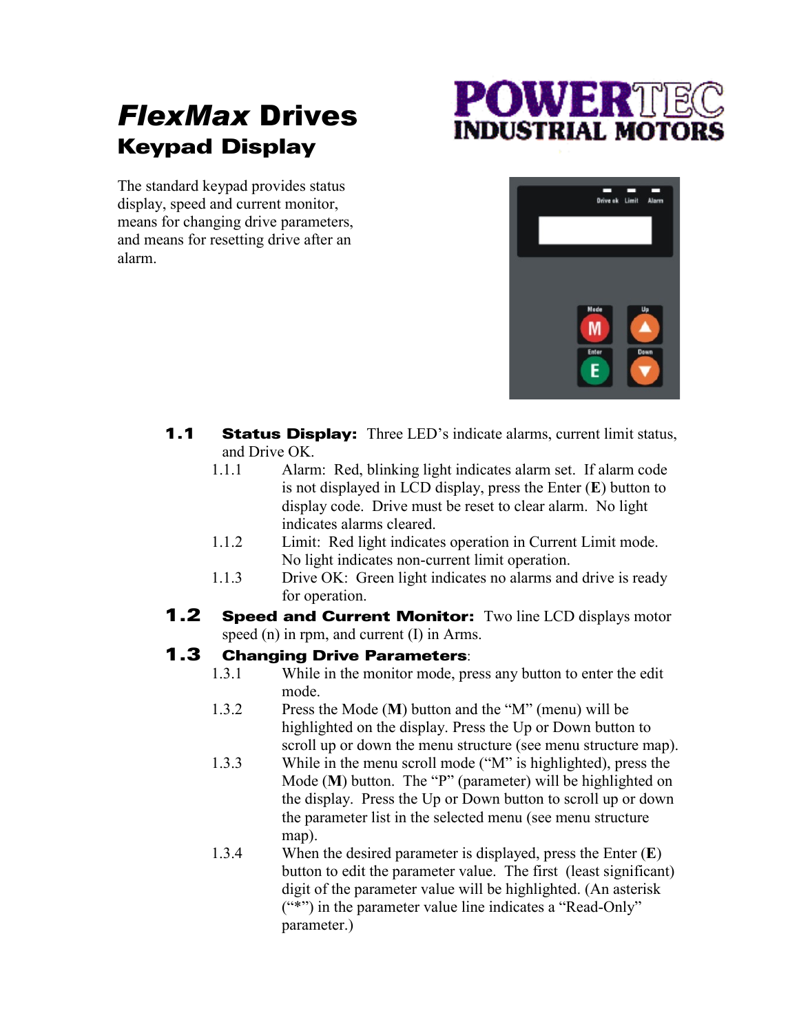# *FlexMax* Drives

## Keypad Display

POWERTEC INDUSTRIAL MOTORS

The standard keypad provides status display, speed and current monitor, means for changing drive parameters, and means for resetting drive after an alarm.

**1.1 Status Display:** Three LED's indicate alarms, current limit status, and Drive OK.

1.1.1 Alarm: Red, blinking light indicates alarm set. If alarm code is not displayed in LCD display, press the Enter (**E**) button to display code. Drive must be reset to clear alarm. No light indicates alarms cleared.

1.1.2 Limit: Red light indicates operation in Current Limit mode. No light indicates non-current limit operation.

1.1.3 Drive OK: Green light indicates no alarms and drive is ready for operation.

**1.2 Speed and Current Monitor:** Two line LCD displays motor speed (n) in rpm, and current (I) in Arms.

**1.3 Changing Drive Parameters**:

1.3.1 While in the monitor mode, press any button to enter the edit mode.

1.3.2 Press the Mode (**M**) button and the "M" (menu) will be highlighted on the display. Press the Up or Down button to scroll up or down the menu structure (see menu structure map).

1.3.3 While in the menu scroll mode ("M" is highlighted), press the Mode (**M**) button. The "P" (parameter) will be highlighted on the display. Press the Up or Down button to scroll up or down the parameter list in the selected menu (see menu structure map).

1.3.4 When the desired parameter is displayed, press the Enter (**E**) button to edit the parameter value. The first (least significant) digit of the parameter value will be highlighted. (An asterisk ("*") in the parameter value line indicates a "Read-Only" parameter.)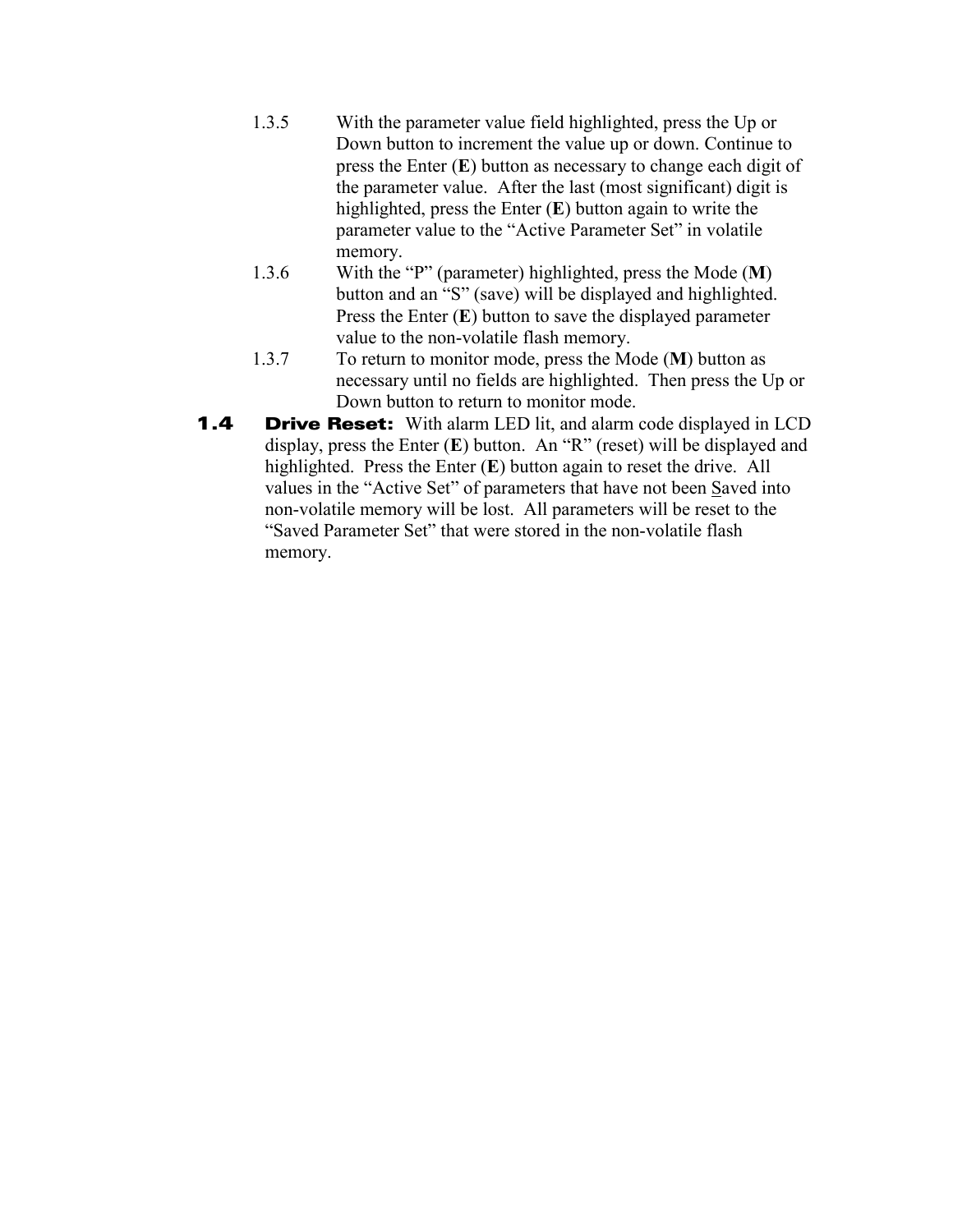1.3.5 With the parameter value field highlighted, press the Up or Down button to increment the value up or down. Continue to press the Enter (**E**) button as necessary to change each digit of the parameter value. After the last (most significant) digit is highlighted, press the Enter (**E**) button again to write the parameter value to the "Active Parameter Set" in volatile memory.

1.3.6 With the "P" (parameter) highlighted, press the Mode (**M**) button and an "S" (save) will be displayed and highlighted. Press the Enter (**E**) button to save the displayed parameter value to the non-volatile flash memory.

1.3.7 To return to monitor mode, press the Mode (**M**) button as necessary until no fields are highlighted. Then press the Up or Down button to return to monitor mode.

**1.4 Drive Reset:** With alarm LED lit, and alarm code displayed in LCD display, press the Enter (**E**) button. An "R" (reset) will be displayed and highlighted. Press the Enter (**E**) button again to reset the drive. All values in the "Active Set" of parameters that have not been Saved into non-volatile memory will be lost. All parameters will be reset to the "Saved Parameter Set" that were stored in the non-volatile flash memory.